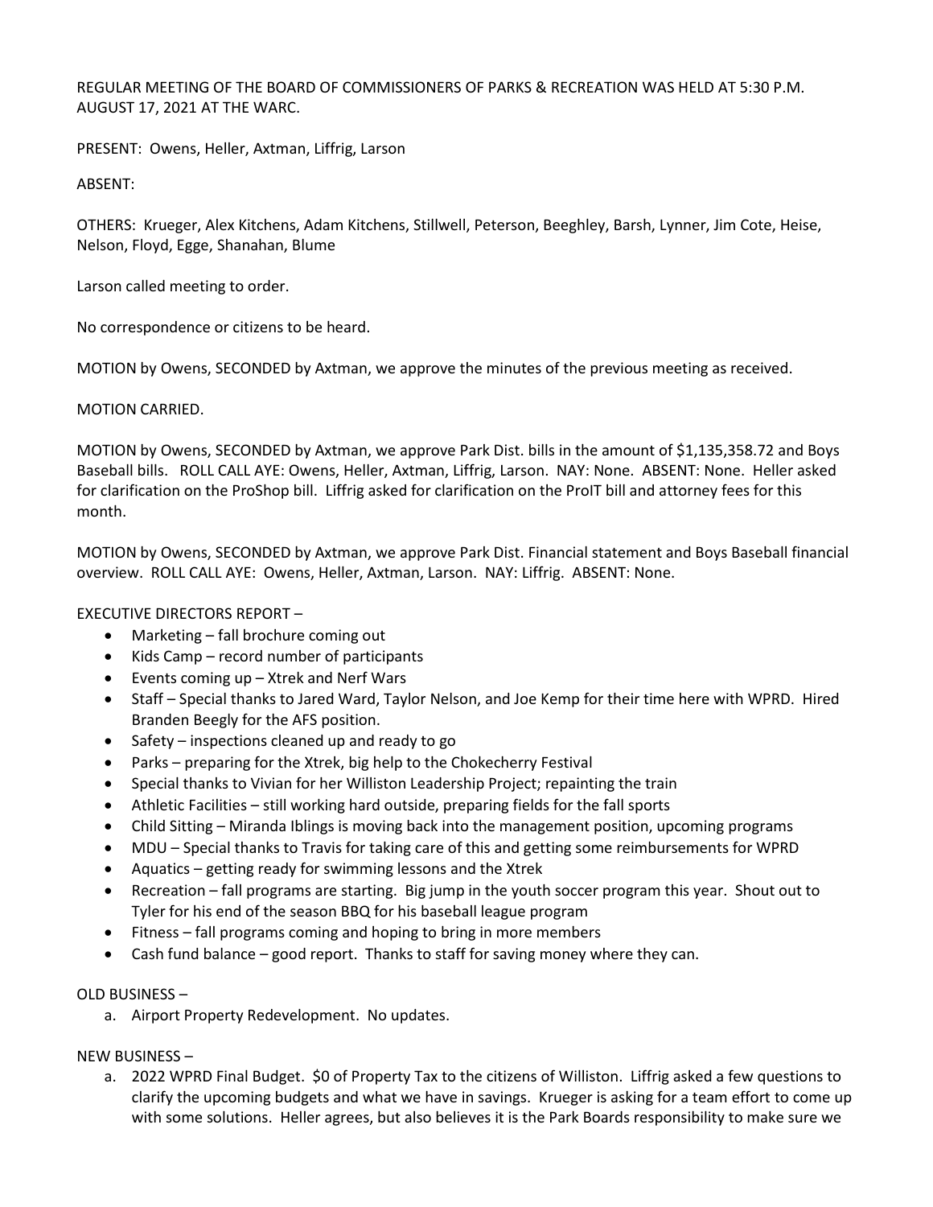REGULAR MEETING OF THE BOARD OF COMMISSIONERS OF PARKS & RECREATION WAS HELD AT 5:30 P.M. AUGUST 17, 2021 AT THE WARC.

PRESENT: Owens, Heller, Axtman, Liffrig, Larson

ABSENT:

OTHERS: Krueger, Alex Kitchens, Adam Kitchens, Stillwell, Peterson, Beeghley, Barsh, Lynner, Jim Cote, Heise, Nelson, Floyd, Egge, Shanahan, Blume

Larson called meeting to order.

No correspondence or citizens to be heard.

MOTION by Owens, SECONDED by Axtman, we approve the minutes of the previous meeting as received.

MOTION CARRIED.

MOTION by Owens, SECONDED by Axtman, we approve Park Dist. bills in the amount of $1,135,358.72 and Boys Baseball bills. ROLL CALL AYE: Owens, Heller, Axtman, Liffrig, Larson. NAY: None. ABSENT: None. Heller asked for clarification on the ProShop bill. Liffrig asked for clarification on the ProIT bill and attorney fees for this month.

MOTION by Owens, SECONDED by Axtman, we approve Park Dist. Financial statement and Boys Baseball financial overview. ROLL CALL AYE: Owens, Heller, Axtman, Larson. NAY: Liffrig. ABSENT: None.

EXECUTIVE DIRECTORS REPORT –

- Marketing – fall brochure coming out
- Kids Camp – record number of participants
- Events coming up – Xtrek and Nerf Wars
- Staff – Special thanks to Jared Ward, Taylor Nelson, and Joe Kemp for their time here with WPRD. Hired Branden Beegly for the AFS position.
- Safety – inspections cleaned up and ready to go
- Parks – preparing for the Xtrek, big help to the Chokecherry Festival
- Special thanks to Vivian for her Williston Leadership Project; repainting the train
- Athletic Facilities – still working hard outside, preparing fields for the fall sports
- Child Sitting – Miranda Iblings is moving back into the management position, upcoming programs
- MDU – Special thanks to Travis for taking care of this and getting some reimbursements for WPRD
- Aquatics – getting ready for swimming lessons and the Xtrek
- Recreation – fall programs are starting. Big jump in the youth soccer program this year. Shout out to Tyler for his end of the season BBQ for his baseball league program
- Fitness – fall programs coming and hoping to bring in more members
- Cash fund balance – good report. Thanks to staff for saving money where they can.

OLD BUSINESS –

a. Airport Property Redevelopment. No updates.

NEW BUSINESS –

a. 2022 WPRD Final Budget. $0 of Property Tax to the citizens of Williston. Liffrig asked a few questions to clarify the upcoming budgets and what we have in savings. Krueger is asking for a team effort to come up with some solutions. Heller agrees, but also believes it is the Park Boards responsibility to make sure we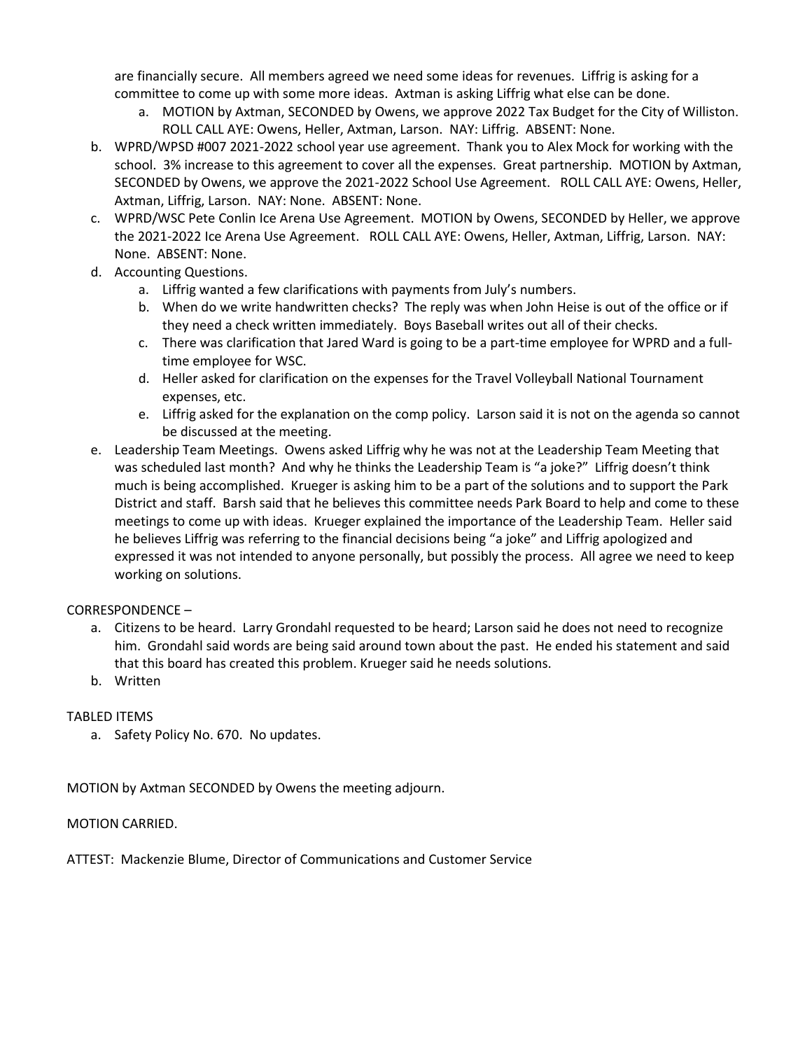are financially secure. All members agreed we need some ideas for revenues. Liffrig is asking for a committee to come up with some more ideas. Axtman is asking Liffrig what else can be done.

   a. MOTION by Axtman, SECONDED by Owens, we approve 2022 Tax Budget for the City of Williston. ROLL CALL AYE: Owens, Heller, Axtman, Larson. NAY: Liffrig. ABSENT: None.

b. WPRD/WPSD #007 2021-2022 school year use agreement. Thank you to Alex Mock for working with the school. 3% increase to this agreement to cover all the expenses. Great partnership. MOTION by Axtman, SECONDED by Owens, we approve the 2021-2022 School Use Agreement. ROLL CALL AYE: Owens, Heller, Axtman, Liffrig, Larson. NAY: None. ABSENT: None.

c. WPRD/WSC Pete Conlin Ice Arena Use Agreement. MOTION by Owens, SECONDED by Heller, we approve the 2021-2022 Ice Arena Use Agreement. ROLL CALL AYE: Owens, Heller, Axtman, Liffrig, Larson. NAY: None. ABSENT: None.

d. Accounting Questions.
   a. Liffrig wanted a few clarifications with payments from July's numbers.
   b. When do we write handwritten checks? The reply was when John Heise is out of the office or if they need a check written immediately. Boys Baseball writes out all of their checks.
   c. There was clarification that Jared Ward is going to be a part-time employee for WPRD and a full-time employee for WSC.
   d. Heller asked for clarification on the expenses for the Travel Volleyball National Tournament expenses, etc.
   e. Liffrig asked for the explanation on the comp policy. Larson said it is not on the agenda so cannot be discussed at the meeting.

e. Leadership Team Meetings. Owens asked Liffrig why he was not at the Leadership Team Meeting that was scheduled last month? And why he thinks the Leadership Team is "a joke?" Liffrig doesn't think much is being accomplished. Krueger is asking him to be a part of the solutions and to support the Park District and staff. Barsh said that he believes this committee needs Park Board to help and come to these meetings to come up with ideas. Krueger explained the importance of the Leadership Team. Heller said he believes Liffrig was referring to the financial decisions being "a joke" and Liffrig apologized and expressed it was not intended to anyone personally, but possibly the process. All agree we need to keep working on solutions.

CORRESPONDENCE –

a. Citizens to be heard. Larry Grondahl requested to be heard; Larson said he does not need to recognize him. Grondahl said words are being said around town about the past. He ended his statement and said that this board has created this problem. Krueger said he needs solutions.
b. Written

TABLED ITEMS

a. Safety Policy No. 670. No updates.

MOTION by Axtman SECONDED by Owens the meeting adjourn.

MOTION CARRIED.

ATTEST: Mackenzie Blume, Director of Communications and Customer Service